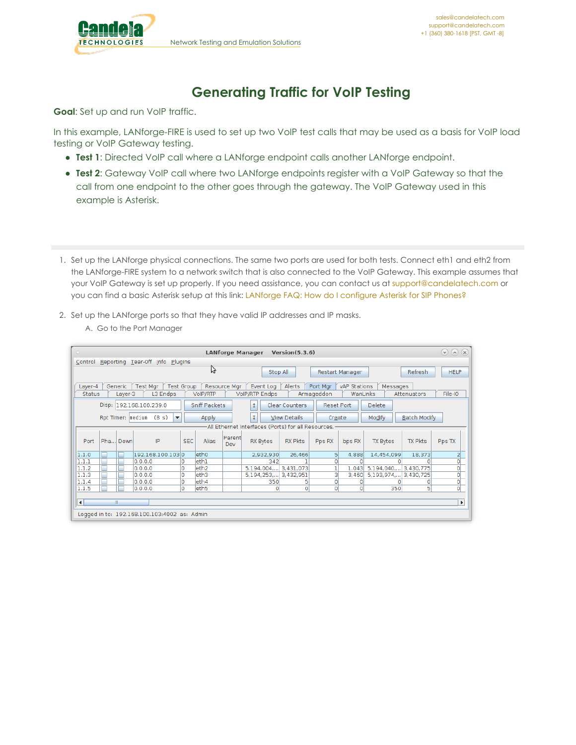# Generating Traffic for VoIP Testing

**Goal**: Set up and run VoIP traffic.

In this example, LANforge-FIRE is used to set up two VoIP test calls that may be used as a basis for VoIP load testing or VoIP Gateway testing.

- **Test 1**: Directed VoIP call where a LANforge endpoint calls another LANforge endpoint.
- **Test 2**: Gateway VoIP call where two LANforge endpoints register with a VoIP Gateway so that the call from one endpoint to the other goes through the gateway. The VoIP Gateway used in this example is Asterisk.

---

1. Set up the LANforge physical connections. The same two ports are used for both tests. Connect eth1 and eth2 from the LANforge-FIRE system to a network switch that is also connected to the VoIP Gateway. This example assumes that your VoIP Gateway is set up properly. If you need assistance, you can contact us at support@candelatech.com or you can find a basic Asterisk setup at this link: LANforge FAQ: How do I configure Asterisk for SIP Phones?

2. Set up the LANforge ports so that they have valid IP addresses and IP masks.
   A. Go to the Port Manager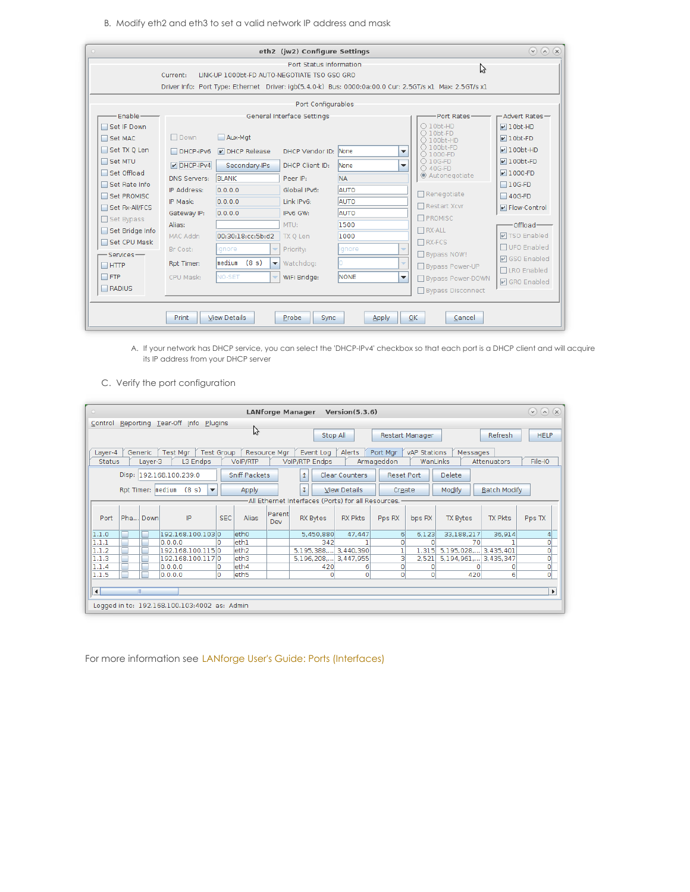B. Modify eth2 and eth3 to set a valid network IP address and mask

A. If your network has DHCP service, you can select the 'DHCP-IPv4' checkbox so that each port is a DHCP client and will acquire its IP address from your DHCP server

C. Verify the port configuration

For more information see LANforge User's Guide: Ports (Interfaces)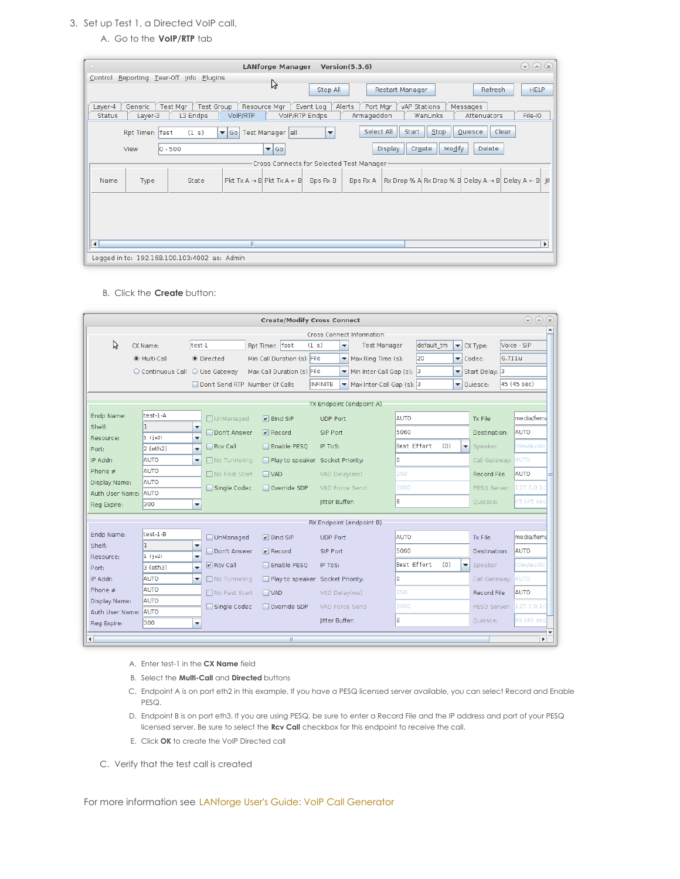3. Set up Test 1, a Directed VoIP call.

   A. Go to the **VoIP/RTP** tab

   B. Click the **Create** button:

      A. Enter test-1 in the **CX Name** field
      B. Select the **Multi-Call** and **Directed** buttons
      C. Endpoint A is on port eth2 in this example. If you have a PESQ licensed server available, you can select Record and Enable PESQ.
      D. Endpoint B is on port eth3. If you are using PESQ, be sure to enter a Record File and the IP address and port of your PESQ licensed server. Be sure to select the **Rcv Call** checkbox for this endpoint to receive the call.
      E. Click **OK** to create the VoIP Directed call

   C. Verify that the test call is created

For more information see LANforge User's Guide: VoIP Call Generator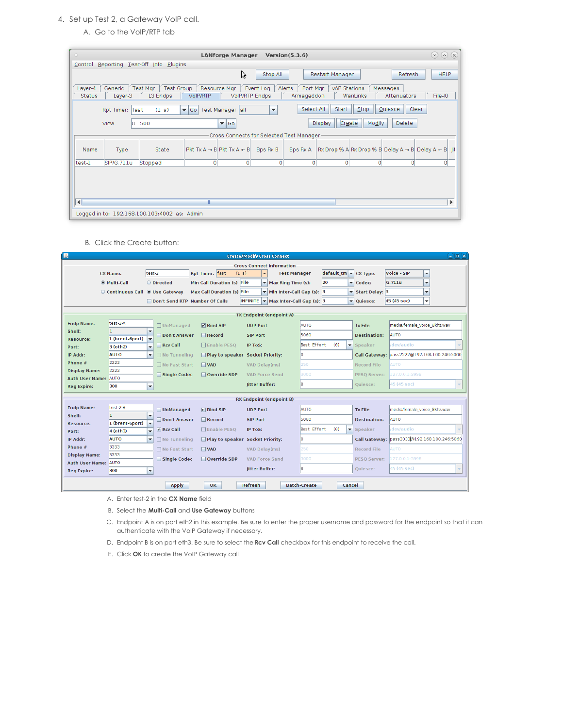4. Set up Test 2, a Gateway VoIP call.

   A. Go to the VoIP/RTP tab

   B. Click the Create button:

   A. Enter test-2 in the **CX Name** field

   B. Select the **Multi-Call** and **Use Gateway** buttons

   C. Endpoint A is on port eth2 in this example. Be sure to enter the proper username and password for the endpoint so that it can authenticate with the VoIP Gateway if necessary.

   D. Endpoint B is on port eth3. Be sure to select the **Rcv Call** checkbox for this endpoint to receive the call.

   E. Click **OK** to create the VoIP Gateway call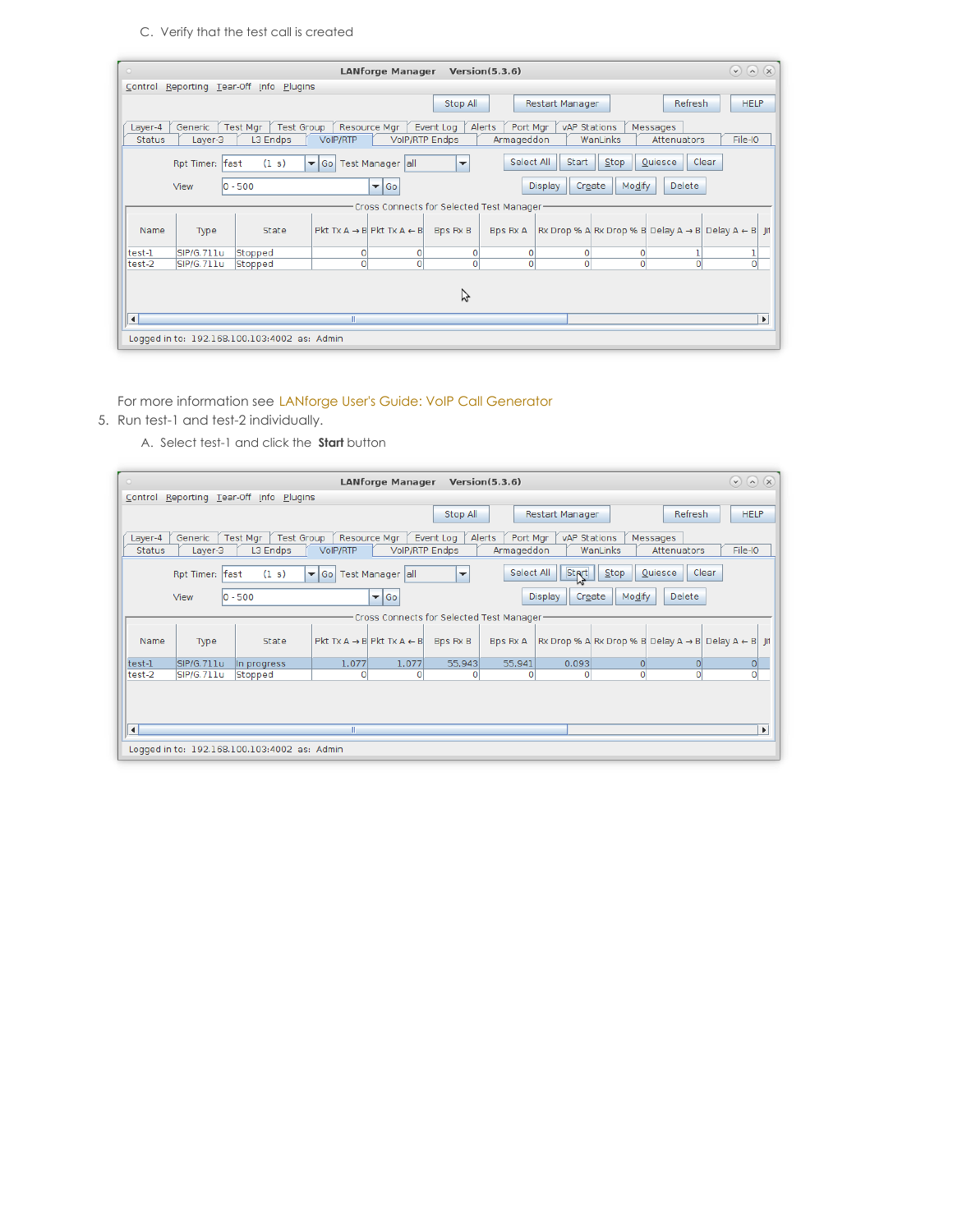C. Verify that the test call is created

For more information see LANforge User's Guide: VoIP Call Generator

5. Run test-1 and test-2 individually.

   A. Select test-1 and click the **Start** button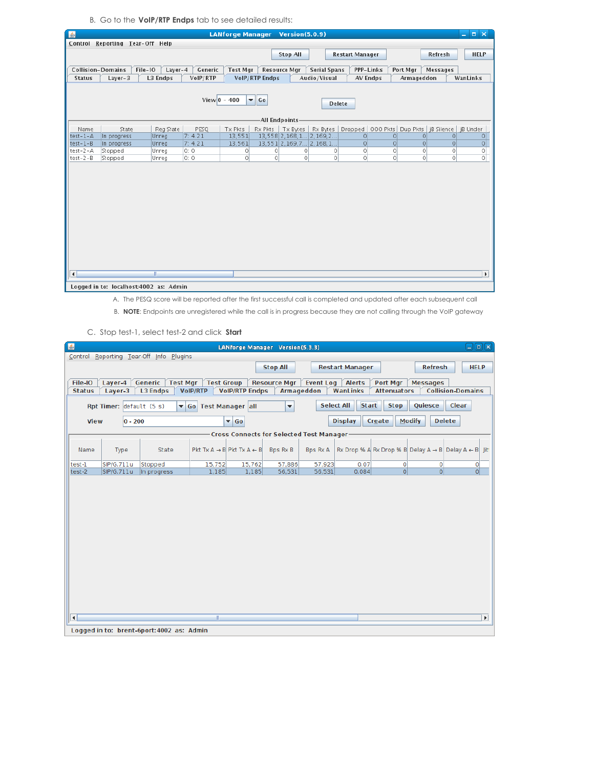B. Go to the **VoIP/RTP Endps** tab to see detailed results:

LANforge Manager Version(5.0.9)

Control Reporting Tear-Off Help

Stop All | Restart Manager | Refresh | HELP

Collision-Domains | File-IO | Layer-4 | Generic | Test Mgr | Resource Mgr | Serial Spans | PPP-Links | Port Mgr | Messages

Status | Layer-3 | L3 Endps | VoIP/RTP | VoIP/RTP Endps | Audio/Visual | AV Endps | Armageddon | WanLinks

View 0 - 400 Go | Delete

All Endpoints

| Name | State | Reg State | PESQ | Tx Pkts | Rx Pkts | Tx Bytes | Rx Bytes | Dropped | OOO Pkts | Dup Pkts | JB Silence | JB Under |
|---|---|---|---|---|---|---|---|---|---|---|---|---|
| test-1-A | In progress | Unreg | 7: 4.21 | 13,551 | 13,558 | 2,168,1... | 2,169,2... | 0 | 0 | 0 | 0 | 0 |
| test-1-B | In progress | Unreg | 7: 4.21 | 13,561 | 13,551 | 2,169,7... | 2,168,1... | 0 | 0 | 0 | 0 | 0 |
| test-2-A | Stopped | Unreg | 0: 0 | 0 | 0 | 0 | 0 | 0 | 0 | 0 | 0 | 0 |
| test-2-B | Stopped | Unreg | 0: 0 | 0 | 0 | 0 | 0 | 0 | 0 | 0 | 0 | 0 |

Logged in to: localhost:4002 as: Admin

A. The PESQ score will be reported after the first successful call is completed and updated after each subsequent call

B. **NOTE**: Endpoints are unregistered while the call is in progress because they are not calling through the VoIP gateway

C. Stop test-1, select test-2 and click **Start**

LANforge Manager Version(5.3.3)

Control Reporting Tear-Off Info Plugins

Stop All | Restart Manager | Refresh | HELP

File-IO | Layer-4 | Generic | Test Mgr | Test Group | Resource Mgr | Event Log | Alerts | Port Mgr | Messages

Status | Layer-3 | L3 Endps | VoIP/RTP | VoIP/RTP Endps | Armageddon | WanLinks | Attenuators | Collision-Domains

Rpt Timer: default (5 s) Go | Test Manager all | Select All | Start | Stop | Quiesce | Clear

View 0 - 200 Go | Display | Create | Modify | Delete

Cross Connects for Selected Test Manager

| Name | Type | State | Pkt Tx A → B | Pkt Tx A ← B | Bps Rx B | Bps Rx A | Rx Drop % A | Rx Drop % B | Delay A → B | Delay A ← B | Jit |
|---|---|---|---|---|---|---|---|---|---|---|---|
| test-1 | SIP/G.711u | Stopped | 15,752 | 15,762 | 57,886 | 57,923 | 0.07 | 0 | 0 | 0 | |
| test-2 | SIP/G.711u | In progress | 1,185 | 1,185 | 56,531 | 56,531 | 0.084 | 0 | 0 | 0 | |

Logged in to: brent-6port:4002 as: Admin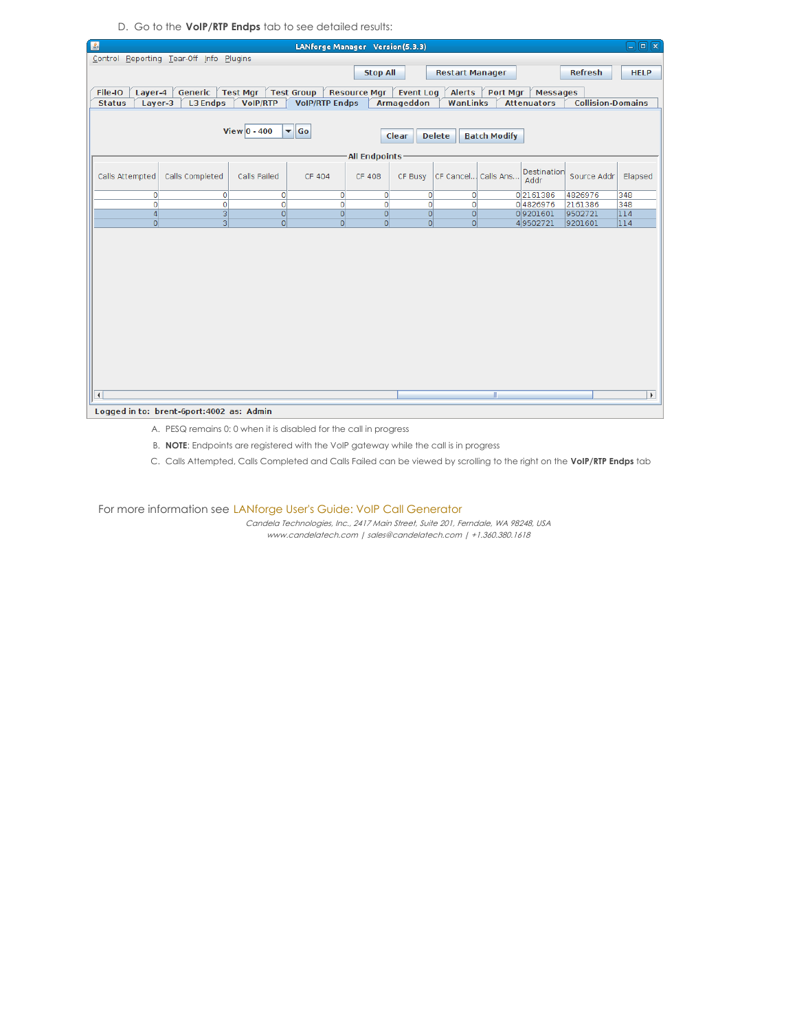D. Go to the **VoIP/RTP Endps** tab to see detailed results:

LANforge Manager Version(5.3.3)

Control Reporting Tear-Off Info Plugins

Stop All | Restart Manager | Refresh | HELP

File-IO | Layer-4 | Generic | Test Mgr | Test Group | Resource Mgr | Event Log | Alerts | Port Mgr | Messages

Status | Layer-3 | L3 Endps | VoIP/RTP | VoIP/RTP Endps | Armageddon | WanLinks | Attenuators | Collision-Domains

View 0 - 400 Go | Clear | Delete | Batch Modify

All Endpoints

| Calls Attempted | Calls Completed | Calls Failed | CF 404 | CF 408 | CF Busy | CF Cancel... | Calls Ans... | Destination Addr | Source Addr | Elapsed |
|---|---|---|---|---|---|---|---|---|---|---|
| 0 | 0 | 0 | 0 | 0 | 0 | 0 | 0 | 2161386 | 4826976 | 348 |
| 0 | 0 | 0 | 0 | 0 | 0 | 0 | 0 | 4826976 | 2161386 | 348 |
| 4 | 3 | 0 | 0 | 0 | 0 | 0 | 0 | 9201601 | 9502721 | 114 |
| 0 | 3 | 0 | 0 | 0 | 0 | 0 | 4 | 9502721 | 9201601 | 114 |

Logged in to: brent-6port:4002 as: Admin

A. PESQ remains 0: 0 when it is disabled for the call in progress
B. **NOTE**: Endpoints are registered with the VoIP gateway while the call is in progress
C. Calls Attempted, Calls Completed and Calls Failed can be viewed by scrolling to the right on the **VoIP/RTP Endps** tab

For more information see LANforge User's Guide: VoIP Call Generator

*Candela Technologies, Inc., 2417 Main Street, Suite 201, Ferndale, WA 98248, USA*
*www.candelatech.com | sales@candelatech.com | +1.360.380.1618*